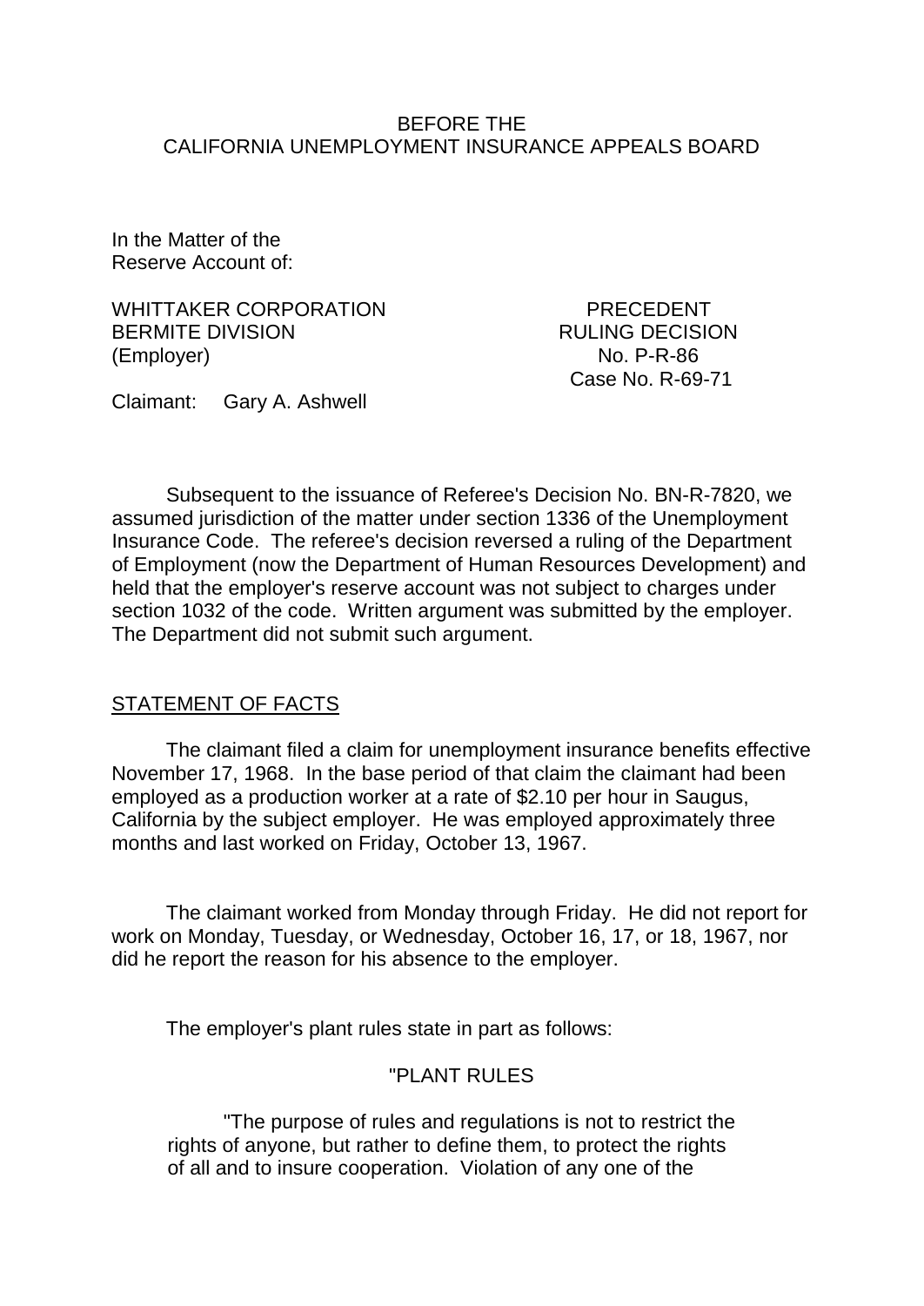BEFORE THE
CALIFORNIA UNEMPLOYMENT INSURANCE APPEALS BOARD

In the Matter of the
Reserve Account of:

WHITTAKER CORPORATION
BERMITE DIVISION
(Employer)

PRECEDENT
RULING DECISION
No. P-R-86
Case No. R-69-71

Claimant: Gary A. Ashwell

Subsequent to the issuance of Referee's Decision No. BN-R-7820, we assumed jurisdiction of the matter under section 1336 of the Unemployment Insurance Code. The referee's decision reversed a ruling of the Department of Employment (now the Department of Human Resources Development) and held that the employer's reserve account was not subject to charges under section 1032 of the code. Written argument was submitted by the employer. The Department did not submit such argument.

STATEMENT OF FACTS

The claimant filed a claim for unemployment insurance benefits effective November 17, 1968. In the base period of that claim the claimant had been employed as a production worker at a rate of $2.10 per hour in Saugus, California by the subject employer. He was employed approximately three months and last worked on Friday, October 13, 1967.

The claimant worked from Monday through Friday. He did not report for work on Monday, Tuesday, or Wednesday, October 16, 17, or 18, 1967, nor did he report the reason for his absence to the employer.

The employer's plant rules state in part as follows:

> "PLANT RULES
>
> "The purpose of rules and regulations is not to restrict the rights of anyone, but rather to define them, to protect the rights of all and to insure cooperation. Violation of any one of the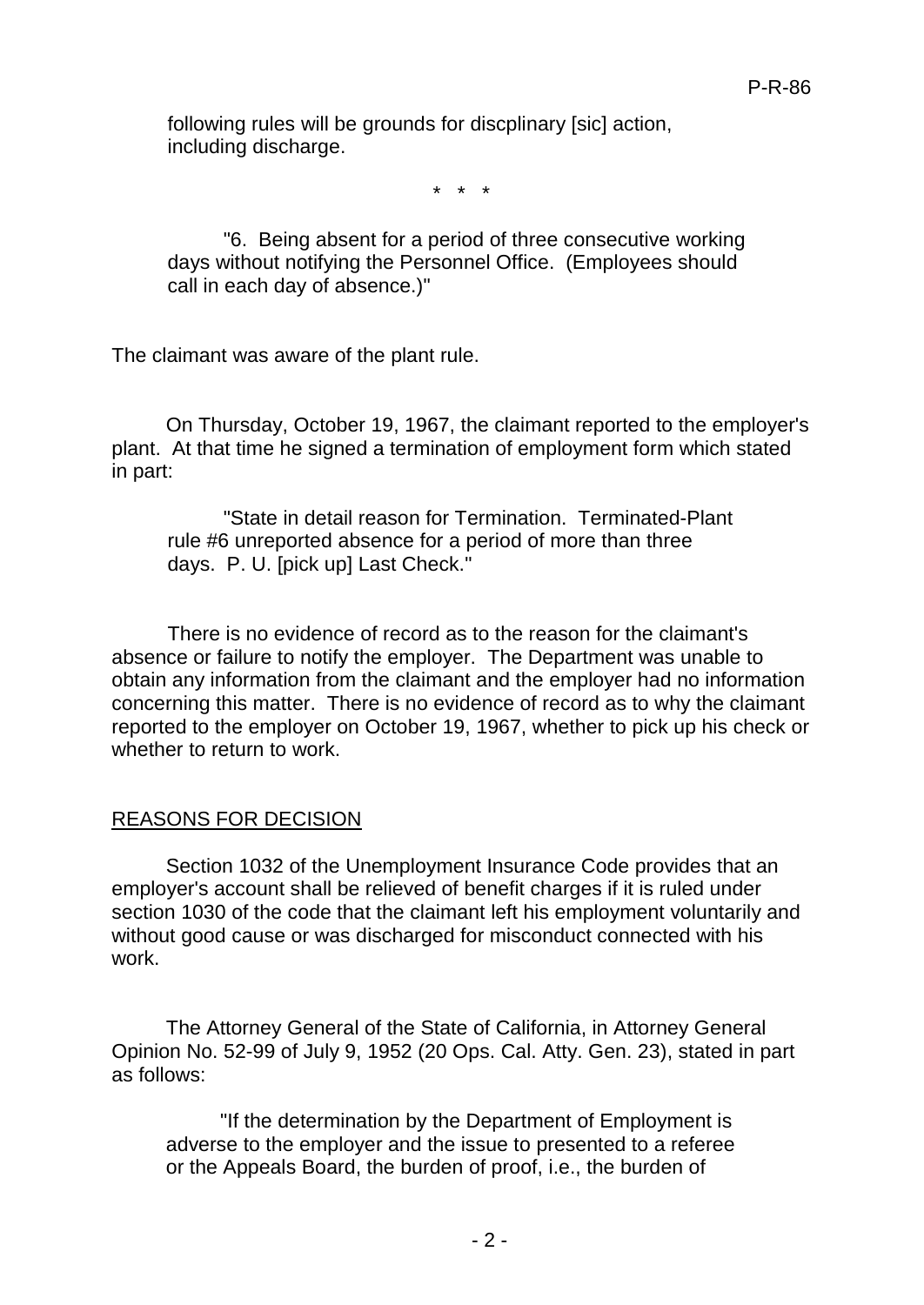following rules will be grounds for discplinary [sic] action, including discharge.

\* \* \*

"6. Being absent for a period of three consecutive working days without notifying the Personnel Office. (Employees should call in each day of absence.)"

The claimant was aware of the plant rule.

On Thursday, October 19, 1967, the claimant reported to the employer's plant. At that time he signed a termination of employment form which stated in part:

"State in detail reason for Termination. Terminated-Plant rule #6 unreported absence for a period of more than three days. P. U. [pick up] Last Check."

There is no evidence of record as to the reason for the claimant's absence or failure to notify the employer. The Department was unable to obtain any information from the claimant and the employer had no information concerning this matter. There is no evidence of record as to why the claimant reported to the employer on October 19, 1967, whether to pick up his check or whether to return to work.

## REASONS FOR DECISION

Section 1032 of the Unemployment Insurance Code provides that an employer's account shall be relieved of benefit charges if it is ruled under section 1030 of the code that the claimant left his employment voluntarily and without good cause or was discharged for misconduct connected with his work.

The Attorney General of the State of California, in Attorney General Opinion No. 52-99 of July 9, 1952 (20 Ops. Cal. Atty. Gen. 23), stated in part as follows:

"If the determination by the Department of Employment is adverse to the employer and the issue to presented to a referee or the Appeals Board, the burden of proof, i.e., the burden of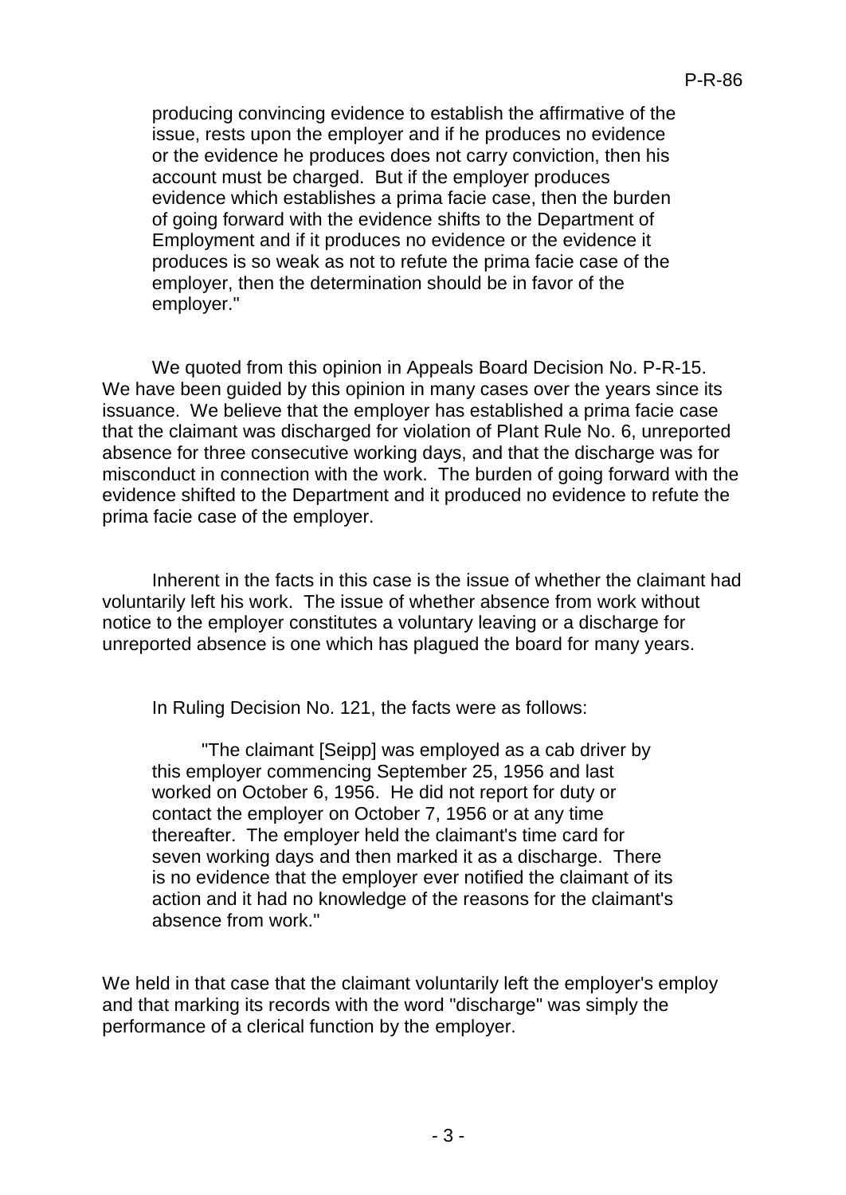producing convincing evidence to establish the affirmative of the issue, rests upon the employer and if he produces no evidence or the evidence he produces does not carry conviction, then his account must be charged. But if the employer produces evidence which establishes a prima facie case, then the burden of going forward with the evidence shifts to the Department of Employment and if it produces no evidence or the evidence it produces is so weak as not to refute the prima facie case of the employer, then the determination should be in favor of the employer."

We quoted from this opinion in Appeals Board Decision No. P-R-15. We have been guided by this opinion in many cases over the years since its issuance. We believe that the employer has established a prima facie case that the claimant was discharged for violation of Plant Rule No. 6, unreported absence for three consecutive working days, and that the discharge was for misconduct in connection with the work. The burden of going forward with the evidence shifted to the Department and it produced no evidence to refute the prima facie case of the employer.

Inherent in the facts in this case is the issue of whether the claimant had voluntarily left his work. The issue of whether absence from work without notice to the employer constitutes a voluntary leaving or a discharge for unreported absence is one which has plagued the board for many years.

In Ruling Decision No. 121, the facts were as follows:

> "The claimant [Seipp] was employed as a cab driver by this employer commencing September 25, 1956 and last worked on October 6, 1956. He did not report for duty or contact the employer on October 7, 1956 or at any time thereafter. The employer held the claimant's time card for seven working days and then marked it as a discharge. There is no evidence that the employer ever notified the claimant of its action and it had no knowledge of the reasons for the claimant's absence from work."

We held in that case that the claimant voluntarily left the employer's employ and that marking its records with the word "discharge" was simply the performance of a clerical function by the employer.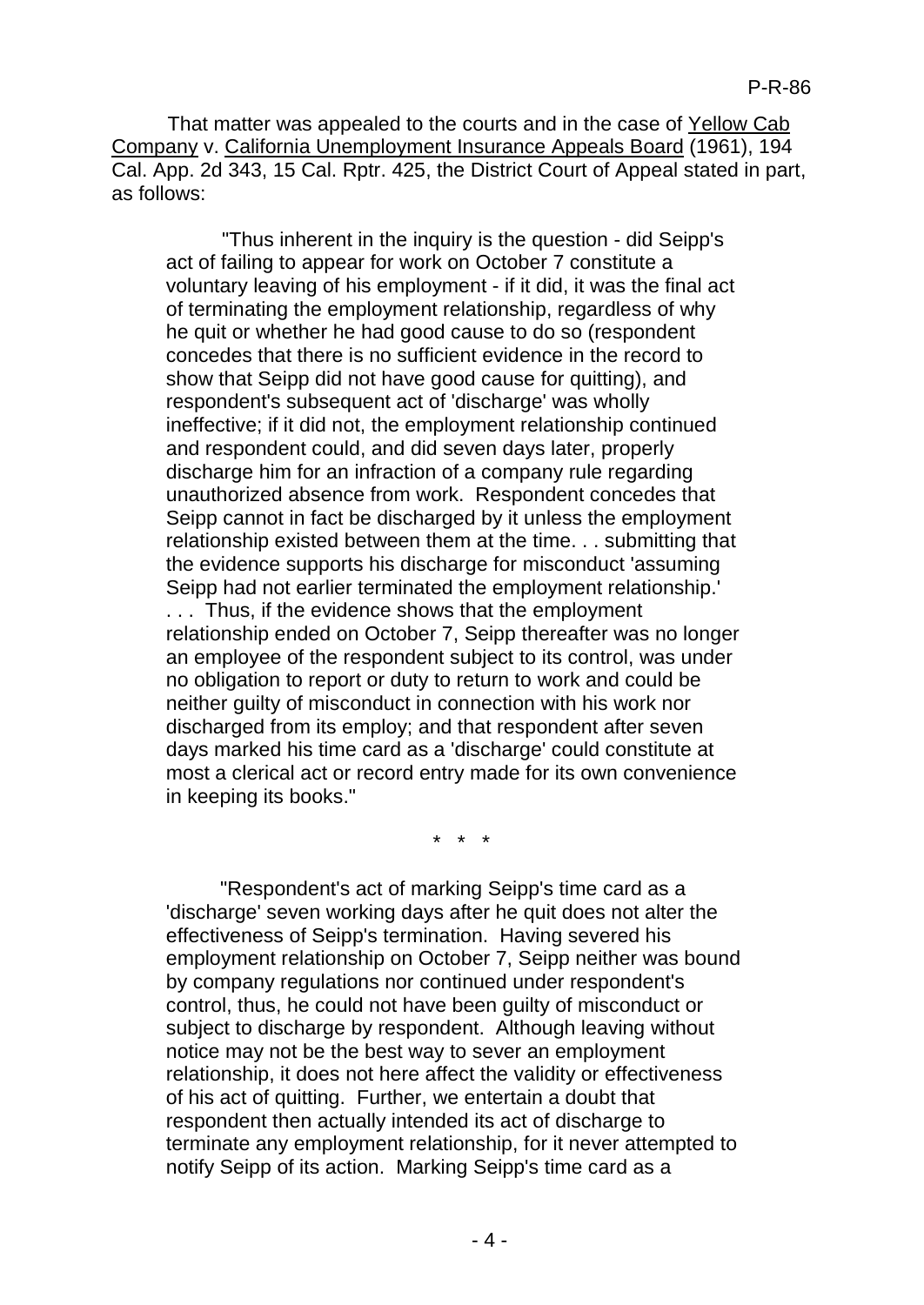That matter was appealed to the courts and in the case of Yellow Cab Company v. California Unemployment Insurance Appeals Board (1961), 194 Cal. App. 2d 343, 15 Cal. Rptr. 425, the District Court of Appeal stated in part, as follows:

> "Thus inherent in the inquiry is the question - did Seipp's act of failing to appear for work on October 7 constitute a voluntary leaving of his employment - if it did, it was the final act of terminating the employment relationship, regardless of why he quit or whether he had good cause to do so (respondent concedes that there is no sufficient evidence in the record to show that Seipp did not have good cause for quitting), and respondent's subsequent act of 'discharge' was wholly ineffective; if it did not, the employment relationship continued and respondent could, and did seven days later, properly discharge him for an infraction of a company rule regarding unauthorized absence from work. Respondent concedes that Seipp cannot in fact be discharged by it unless the employment relationship existed between them at the time. . . submitting that the evidence supports his discharge for misconduct 'assuming Seipp had not earlier terminated the employment relationship.' . . . Thus, if the evidence shows that the employment relationship ended on October 7, Seipp thereafter was no longer an employee of the respondent subject to its control, was under no obligation to report or duty to return to work and could be neither guilty of misconduct in connection with his work nor discharged from its employ; and that respondent after seven days marked his time card as a 'discharge' could constitute at most a clerical act or record entry made for its own convenience in keeping its books."

\* \* \*

> "Respondent's act of marking Seipp's time card as a 'discharge' seven working days after he quit does not alter the effectiveness of Seipp's termination. Having severed his employment relationship on October 7, Seipp neither was bound by company regulations nor continued under respondent's control, thus, he could not have been guilty of misconduct or subject to discharge by respondent. Although leaving without notice may not be the best way to sever an employment relationship, it does not here affect the validity or effectiveness of his act of quitting. Further, we entertain a doubt that respondent then actually intended its act of discharge to terminate any employment relationship, for it never attempted to notify Seipp of its action. Marking Seipp's time card as a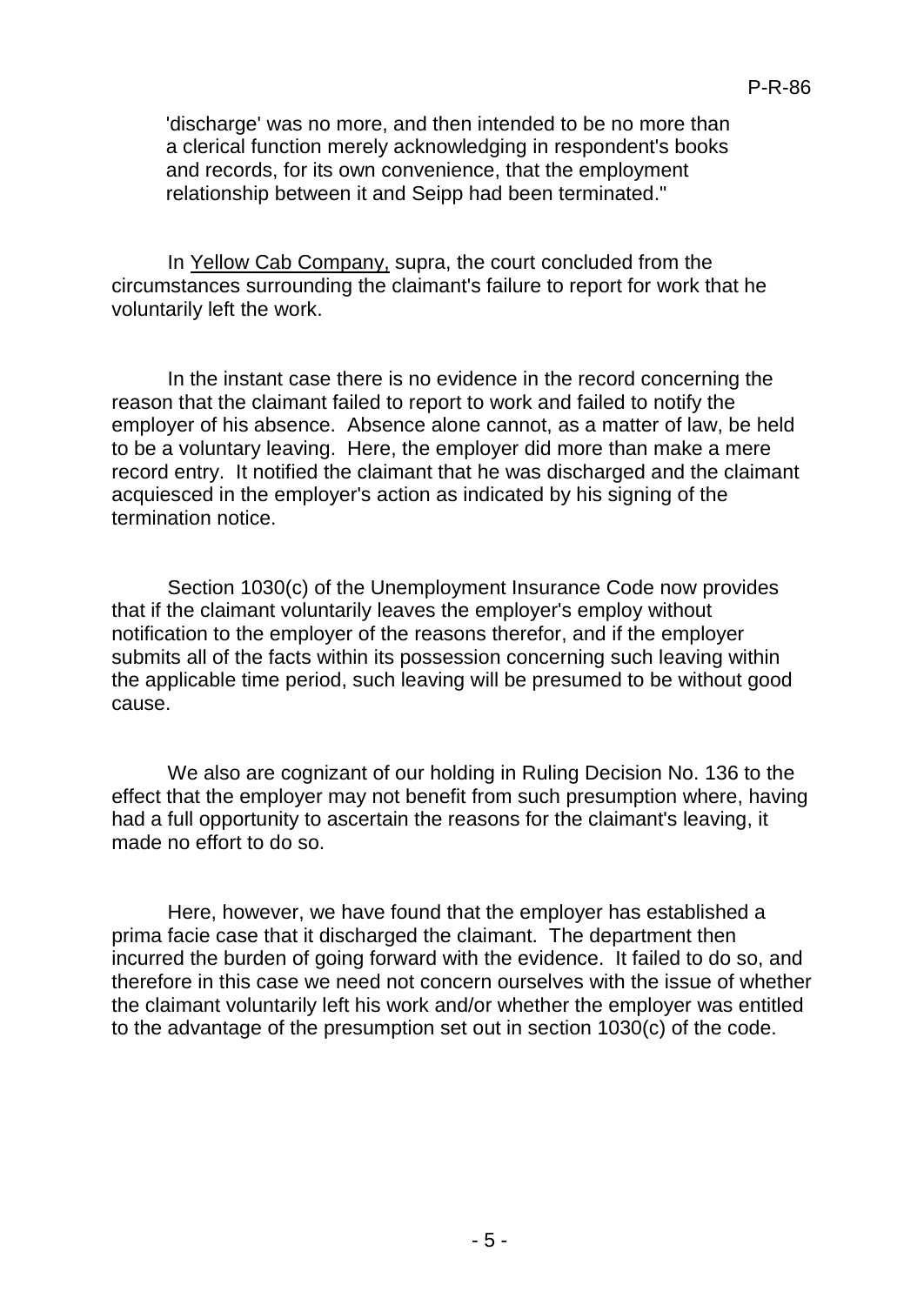> 'discharge' was no more, and then intended to be no more than a clerical function merely acknowledging in respondent's books and records, for its own convenience, that the employment relationship between it and Seipp had been terminated."

In Yellow Cab Company, supra, the court concluded from the circumstances surrounding the claimant's failure to report for work that he voluntarily left the work.

In the instant case there is no evidence in the record concerning the reason that the claimant failed to report to work and failed to notify the employer of his absence. Absence alone cannot, as a matter of law, be held to be a voluntary leaving. Here, the employer did more than make a mere record entry. It notified the claimant that he was discharged and the claimant acquiesced in the employer's action as indicated by his signing of the termination notice.

Section 1030(c) of the Unemployment Insurance Code now provides that if the claimant voluntarily leaves the employer's employ without notification to the employer of the reasons therefor, and if the employer submits all of the facts within its possession concerning such leaving within the applicable time period, such leaving will be presumed to be without good cause.

We also are cognizant of our holding in Ruling Decision No. 136 to the effect that the employer may not benefit from such presumption where, having had a full opportunity to ascertain the reasons for the claimant's leaving, it made no effort to do so.

Here, however, we have found that the employer has established a prima facie case that it discharged the claimant. The department then incurred the burden of going forward with the evidence. It failed to do so, and therefore in this case we need not concern ourselves with the issue of whether the claimant voluntarily left his work and/or whether the employer was entitled to the advantage of the presumption set out in section 1030(c) of the code.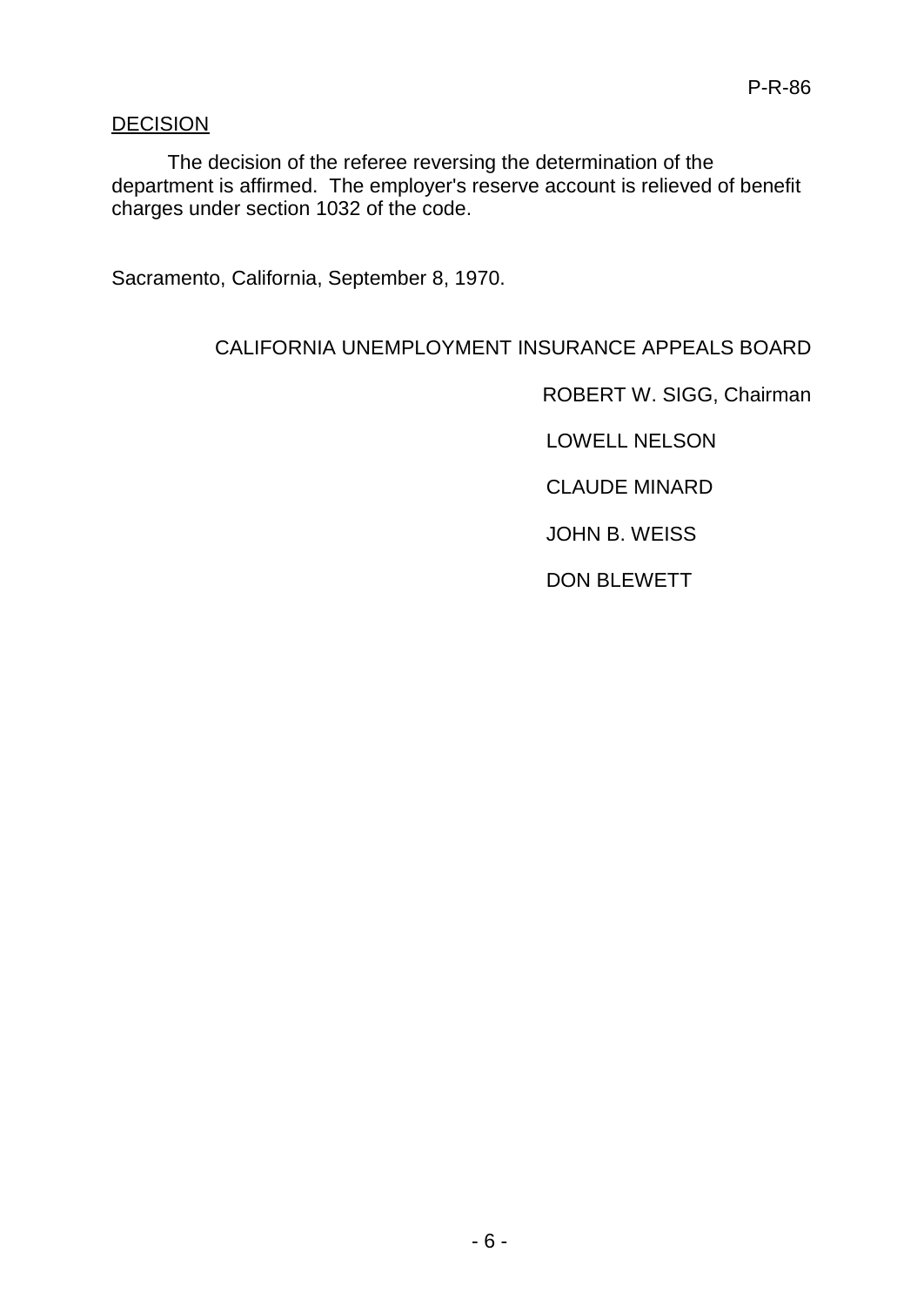## DECISION

The decision of the referee reversing the determination of the department is affirmed. The employer's reserve account is relieved of benefit charges under section 1032 of the code.

Sacramento, California, September 8, 1970.

CALIFORNIA UNEMPLOYMENT INSURANCE APPEALS BOARD

ROBERT W. SIGG, Chairman

LOWELL NELSON

CLAUDE MINARD

JOHN B. WEISS

DON BLEWETT